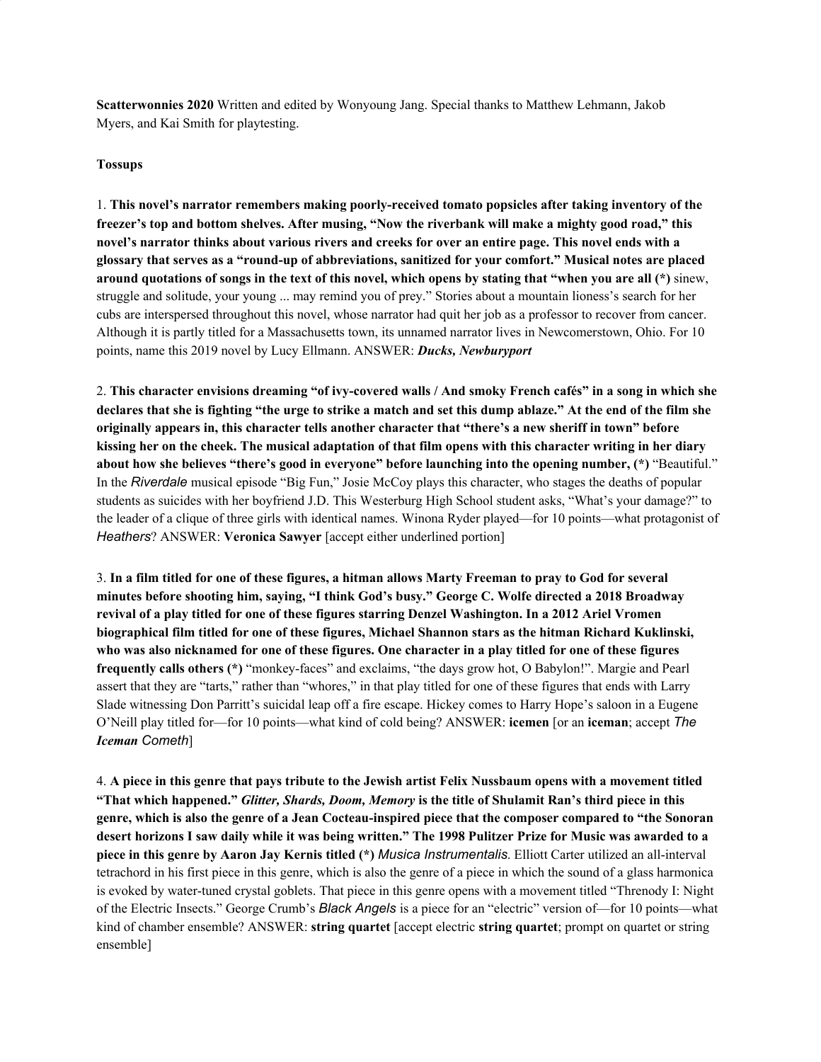**Scatterwonnies 2020** Written and edited by Wonyoung Jang. Special thanks to Matthew Lehmann, Jakob Myers, and Kai Smith for playtesting.

**Tossups**

1. **This novel's narrator remembers making poorly-received tomato popsicles after taking inventory of the freezer's top and bottom shelves. After musing, "Now the riverbank will make a mighty good road," this novel's narrator thinks about various rivers and creeks for over an entire page. This novel ends with a glossary that serves as a "round-up of abbreviations, sanitized for your comfort." Musical notes are placed around quotations of songs in the text of this novel, which opens by stating that "when you are all (*)** sinew, struggle and solitude, your young ... may remind you of prey." Stories about a mountain lioness's search for her cubs are interspersed throughout this novel, whose narrator had quit her job as a professor to recover from cancer. Although it is partly titled for a Massachusetts town, its unnamed narrator lives in Newcomerstown, Ohio. For 10 points, name this 2019 novel by Lucy Ellmann. ANSWER: ***Ducks, Newburyport***

2. **This character envisions dreaming "of ivy-covered walls / And smoky French cafés" in a song in which she declares that she is fighting "the urge to strike a match and set this dump ablaze." At the end of the film she originally appears in, this character tells another character that "there's a new sheriff in town" before kissing her on the cheek. The musical adaptation of that film opens with this character writing in her diary about how she believes "there's good in everyone" before launching into the opening number, (*)** "Beautiful." In the *Riverdale* musical episode "Big Fun," Josie McCoy plays this character, who stages the deaths of popular students as suicides with her boyfriend J.D. This Westerburg High School student asks, "What's your damage?" to the leader of a clique of three girls with identical names. Winona Ryder played—for 10 points—what protagonist of *Heathers*? ANSWER: **Veronica Sawyer** [accept either underlined portion]

3. **In a film titled for one of these figures, a hitman allows Marty Freeman to pray to God for several minutes before shooting him, saying, "I think God's busy." George C. Wolfe directed a 2018 Broadway revival of a play titled for one of these figures starring Denzel Washington. In a 2012 Ariel Vromen biographical film titled for one of these figures, Michael Shannon stars as the hitman Richard Kuklinski, who was also nicknamed for one of these figures. One character in a play titled for one of these figures frequently calls others (*)** "monkey-faces" and exclaims, "the days grow hot, O Babylon!". Margie and Pearl assert that they are "tarts," rather than "whores," in that play titled for one of these figures that ends with Larry Slade witnessing Don Parritt's suicidal leap off a fire escape. Hickey comes to Harry Hope's saloon in a Eugene O'Neill play titled for—for 10 points—what kind of cold being? ANSWER: **icemen** [or an **iceman**; accept ***The Iceman** Cometh*]

4. **A piece in this genre that pays tribute to the Jewish artist Felix Nussbaum opens with a movement titled "That which happened."** ***Glitter, Shards, Doom, Memory*** **is the title of Shulamit Ran's third piece in this genre, which is also the genre of a Jean Cocteau-inspired piece that the composer compared to "the Sonoran desert horizons I saw daily while it was being written." The 1998 Pulitzer Prize for Music was awarded to a piece in this genre by Aaron Jay Kernis titled (*)** *Musica Instrumentalis*. Elliott Carter utilized an all-interval tetrachord in his first piece in this genre, which is also the genre of a piece in which the sound of a glass harmonica is evoked by water-tuned crystal goblets. That piece in this genre opens with a movement titled "Threnody I: Night of the Electric Insects." George Crumb's *Black Angels* is a piece for an "electric" version of—for 10 points—what kind of chamber ensemble? ANSWER: **string quartet** [accept electric **string quartet**; prompt on quartet or string ensemble]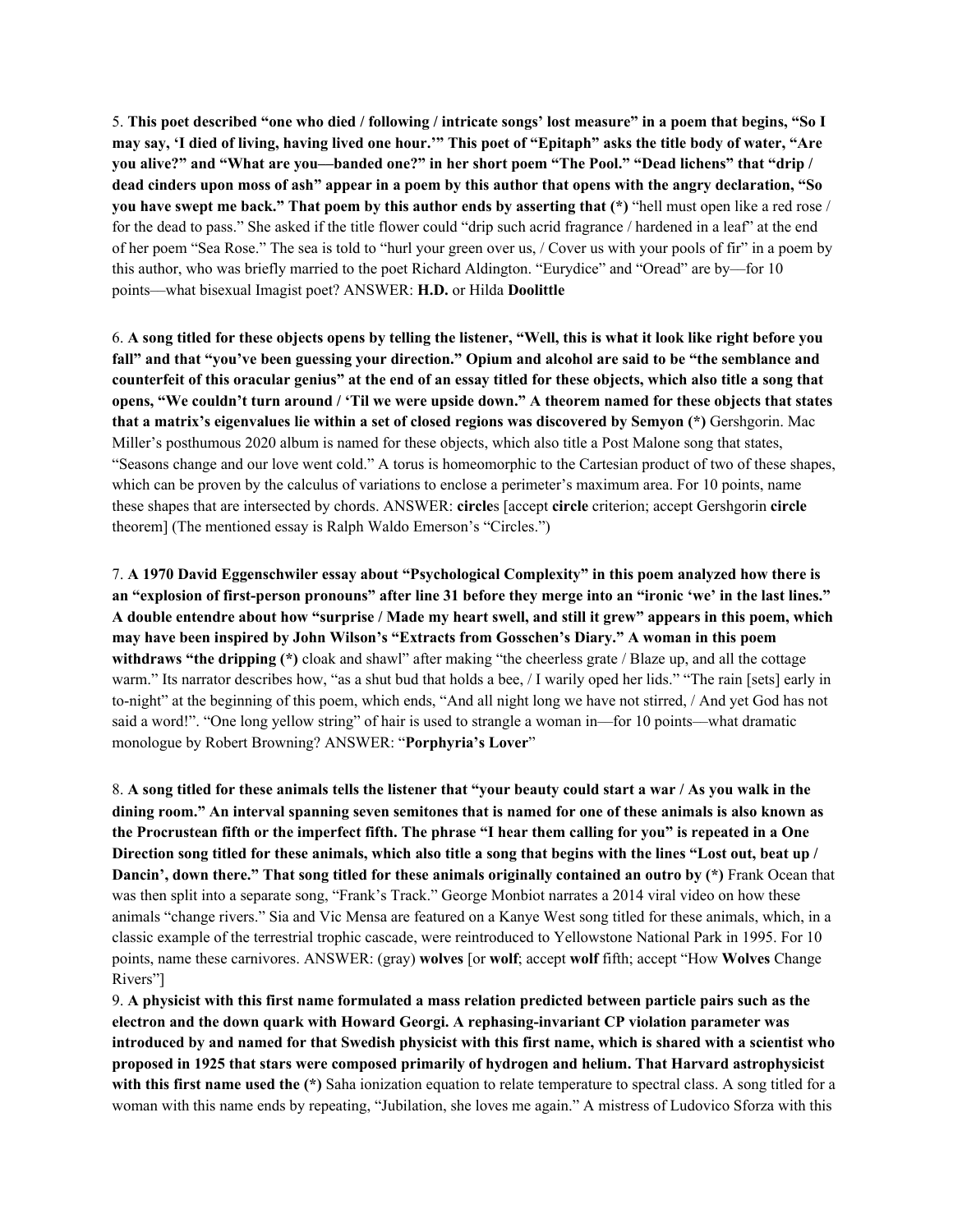5. **This poet described "one who died / following / intricate songs' lost measure" in a poem that begins, "So I may say, 'I died of living, having lived one hour.'" This poet of "Epitaph" asks the title body of water, "Are you alive?" and "What are you—banded one?" in her short poem "The Pool." "Dead lichens" that "drip / dead cinders upon moss of ash" appear in a poem by this author that opens with the angry declaration, "So you have swept me back." That poem by this author ends by asserting that (*)** "hell must open like a red rose / for the dead to pass." She asked if the title flower could "drip such acrid fragrance / hardened in a leaf" at the end of her poem "Sea Rose." The sea is told to "hurl your green over us, / Cover us with your pools of fir" in a poem by this author, who was briefly married to the poet Richard Aldington. "Eurydice" and "Oread" are by—for 10 points—what bisexual Imagist poet? ANSWER: **H.D.** or Hilda **Doolittle**

6. **A song titled for these objects opens by telling the listener, "Well, this is what it look like right before you fall" and that "you've been guessing your direction." Opium and alcohol are said to be "the semblance and counterfeit of this oracular genius" at the end of an essay titled for these objects, which also title a song that opens, "We couldn't turn around / 'Til we were upside down." A theorem named for these objects that states that a matrix's eigenvalues lie within a set of closed regions was discovered by Semyon (*)** Gershgorin. Mac Miller's posthumous 2020 album is named for these objects, which also title a Post Malone song that states, "Seasons change and our love went cold." A torus is homeomorphic to the Cartesian product of two of these shapes, which can be proven by the calculus of variations to enclose a perimeter's maximum area. For 10 points, name these shapes that are intersected by chords. ANSWER: **circle**s [accept **circle** criterion; accept Gershgorin **circle** theorem] (The mentioned essay is Ralph Waldo Emerson's "Circles.")

7. **A 1970 David Eggenschwiler essay about "Psychological Complexity" in this poem analyzed how there is an "explosion of first-person pronouns" after line 31 before they merge into an "ironic 'we' in the last lines." A double entendre about how "surprise / Made my heart swell, and still it grew" appears in this poem, which may have been inspired by John Wilson's "Extracts from Gosschen's Diary." A woman in this poem withdraws "the dripping (*)** cloak and shawl" after making "the cheerless grate / Blaze up, and all the cottage warm." Its narrator describes how, "as a shut bud that holds a bee, / I warily oped her lids." "The rain [sets] early in to-night" at the beginning of this poem, which ends, "And all night long we have not stirred, / And yet God has not said a word!". "One long yellow string" of hair is used to strangle a woman in—for 10 points—what dramatic monologue by Robert Browning? ANSWER: "**Porphyria's Lover**"

8. **A song titled for these animals tells the listener that "your beauty could start a war / As you walk in the dining room." An interval spanning seven semitones that is named for one of these animals is also known as the Procrustean fifth or the imperfect fifth. The phrase "I hear them calling for you" is repeated in a One Direction song titled for these animals, which also title a song that begins with the lines "Lost out, beat up / Dancin', down there." That song titled for these animals originally contained an outro by (*)** Frank Ocean that was then split into a separate song, "Frank's Track." George Monbiot narrates a 2014 viral video on how these animals "change rivers." Sia and Vic Mensa are featured on a Kanye West song titled for these animals, which, in a classic example of the terrestrial trophic cascade, were reintroduced to Yellowstone National Park in 1995. For 10 points, name these carnivores. ANSWER: (gray) **wolves** [or **wolf**; accept **wolf** fifth; accept "How **Wolves** Change Rivers"]

9. **A physicist with this first name formulated a mass relation predicted between particle pairs such as the electron and the down quark with Howard Georgi. A rephasing-invariant CP violation parameter was introduced by and named for that Swedish physicist with this first name, which is shared with a scientist who proposed in 1925 that stars were composed primarily of hydrogen and helium. That Harvard astrophysicist with this first name used the (*)** Saha ionization equation to relate temperature to spectral class. A song titled for a woman with this name ends by repeating, "Jubilation, she loves me again." A mistress of Ludovico Sforza with this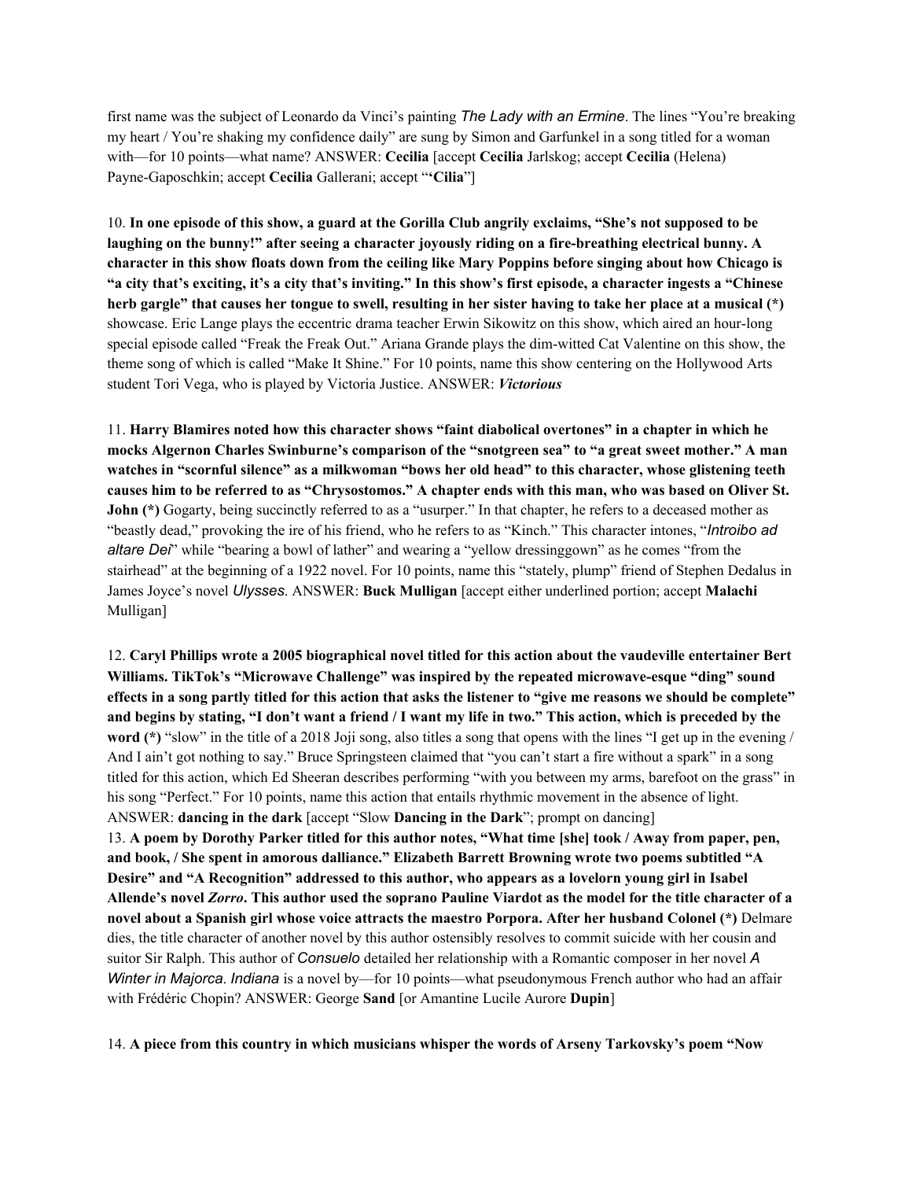first name was the subject of Leonardo da Vinci's painting *The Lady with an Ermine*. The lines "You're breaking my heart / You're shaking my confidence daily" are sung by Simon and Garfunkel in a song titled for a woman with—for 10 points—what name? ANSWER: **Cecilia** [accept **Cecilia** Jarlskog; accept **Cecilia** (Helena) Payne-Gaposchkin; accept **Cecilia** Gallerani; accept "**'Cilia**"]

10. **In one episode of this show, a guard at the Gorilla Club angrily exclaims, "She's not supposed to be laughing on the bunny!" after seeing a character joyously riding on a fire-breathing electrical bunny. A character in this show floats down from the ceiling like Mary Poppins before singing about how Chicago is "a city that's exciting, it's a city that's inviting." In this show's first episode, a character ingests a "Chinese herb gargle" that causes her tongue to swell, resulting in her sister having to take her place at a musical (*)** showcase. Eric Lange plays the eccentric drama teacher Erwin Sikowitz on this show, which aired an hour-long special episode called "Freak the Freak Out." Ariana Grande plays the dim-witted Cat Valentine on this show, the theme song of which is called "Make It Shine." For 10 points, name this show centering on the Hollywood Arts student Tori Vega, who is played by Victoria Justice. ANSWER: ***Victorious***

11. **Harry Blamires noted how this character shows "faint diabolical overtones" in a chapter in which he mocks Algernon Charles Swinburne's comparison of the "snotgreen sea" to "a great sweet mother." A man watches in "scornful silence" as a milkwoman "bows her old head" to this character, whose glistening teeth causes him to be referred to as "Chrysostomos." A chapter ends with this man, who was based on Oliver St. John (*)** Gogarty, being succinctly referred to as a "usurper." In that chapter, he refers to a deceased mother as "beastly dead," provoking the ire of his friend, who he refers to as "Kinch." This character intones, "*Introibo ad altare Dei*" while "bearing a bowl of lather" and wearing a "yellow dressinggown" as he comes "from the stairhead" at the beginning of a 1922 novel. For 10 points, name this "stately, plump" friend of Stephen Dedalus in James Joyce's novel *Ulysses*. ANSWER: **Buck Mulligan** [accept either underlined portion; accept **Malachi** Mulligan]

12. **Caryl Phillips wrote a 2005 biographical novel titled for this action about the vaudeville entertainer Bert Williams. TikTok's "Microwave Challenge" was inspired by the repeated microwave-esque "ding" sound effects in a song partly titled for this action that asks the listener to "give me reasons we should be complete" and begins by stating, "I don't want a friend / I want my life in two." This action, which is preceded by the word (*)** "slow" in the title of a 2018 Joji song, also titles a song that opens with the lines "I get up in the evening / And I ain't got nothing to say." Bruce Springsteen claimed that "you can't start a fire without a spark" in a song titled for this action, which Ed Sheeran describes performing "with you between my arms, barefoot on the grass" in his song "Perfect." For 10 points, name this action that entails rhythmic movement in the absence of light. ANSWER: **dancing in the dark** [accept "Slow **Dancing in the Dark**"; prompt on dancing]

13. **A poem by Dorothy Parker titled for this author notes, "What time [she] took / Away from paper, pen, and book, / She spent in amorous dalliance." Elizabeth Barrett Browning wrote two poems subtitled "A Desire" and "A Recognition" addressed to this author, who appears as a lovelorn young girl in Isabel Allende's novel *Zorro*. This author used the soprano Pauline Viardot as the model for the title character of a novel about a Spanish girl whose voice attracts the maestro Porpora. After her husband Colonel (*)** Delmare dies, the title character of another novel by this author ostensibly resolves to commit suicide with her cousin and suitor Sir Ralph. This author of *Consuelo* detailed her relationship with a Romantic composer in her novel *A Winter in Majorca*. *Indiana* is a novel by—for 10 points—what pseudonymous French author who had an affair with Frédéric Chopin? ANSWER: George **Sand** [or Amantine Lucile Aurore **Dupin**]

14. **A piece from this country in which musicians whisper the words of Arseny Tarkovsky's poem "Now**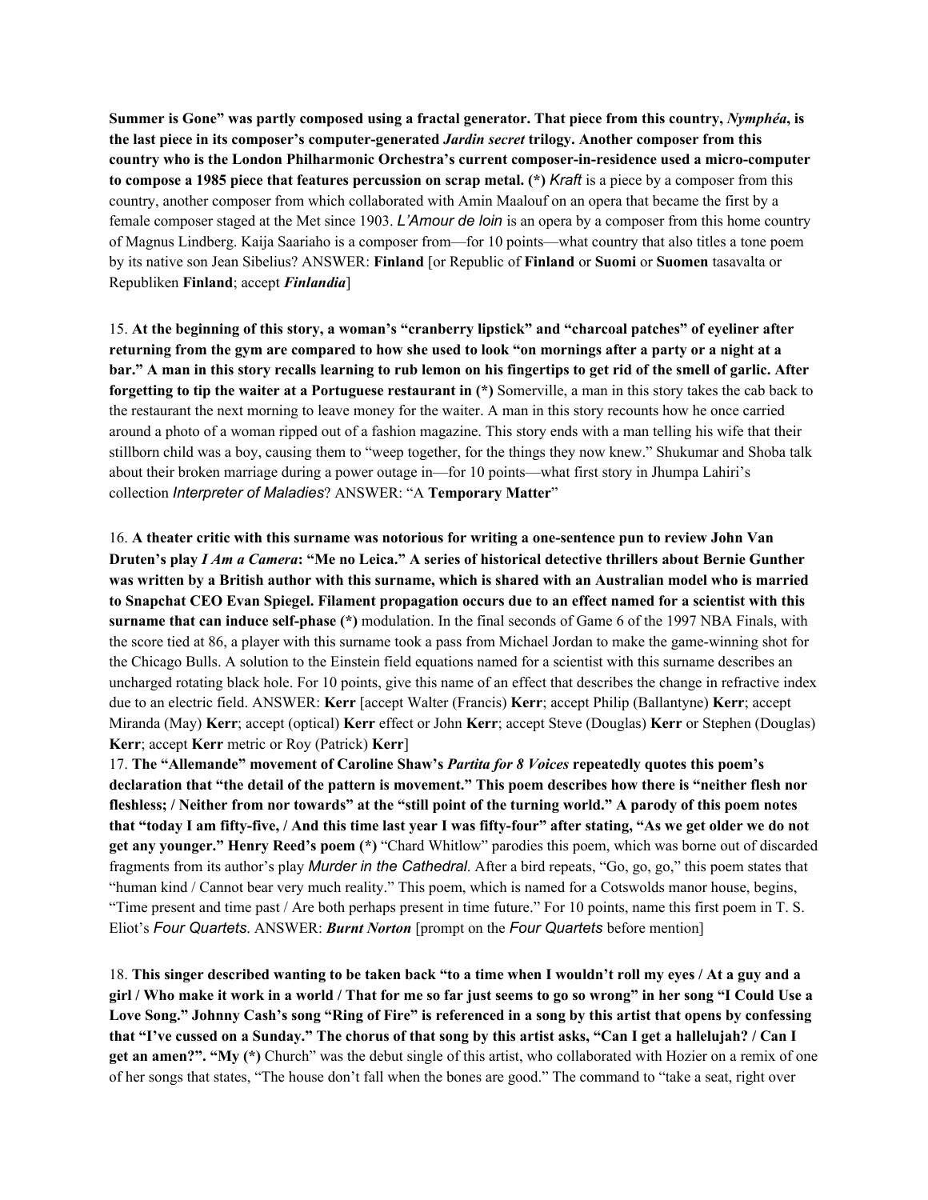**Summer is Gone" was partly composed using a fractal generator. That piece from this country, *Nymphéa*, is the last piece in its composer's computer-generated *Jardin secret* trilogy. Another composer from this country who is the London Philharmonic Orchestra's current composer-in-residence used a micro-computer to compose a 1985 piece that features percussion on scrap metal. (*)** *Kraft* is a piece by a composer from this country, another composer from which collaborated with Amin Maalouf on an opera that became the first by a female composer staged at the Met since 1903. *L'Amour de loin* is an opera by a composer from this home country of Magnus Lindberg. Kaija Saariaho is a composer from—for 10 points—what country that also titles a tone poem by its native son Jean Sibelius? ANSWER: **Finland** [or Republic of **Finland** or **Suomi** or **Suomen** tasavalta or Republiken **Finland**; accept ***Finlandia***]

15. **At the beginning of this story, a woman's "cranberry lipstick" and "charcoal patches" of eyeliner after returning from the gym are compared to how she used to look "on mornings after a party or a night at a bar." A man in this story recalls learning to rub lemon on his fingertips to get rid of the smell of garlic. After forgetting to tip the waiter at a Portuguese restaurant in (*)** Somerville, a man in this story takes the cab back to the restaurant the next morning to leave money for the waiter. A man in this story recounts how he once carried around a photo of a woman ripped out of a fashion magazine. This story ends with a man telling his wife that their stillborn child was a boy, causing them to "weep together, for the things they now knew." Shukumar and Shoba talk about their broken marriage during a power outage in—for 10 points—what first story in Jhumpa Lahiri's collection *Interpreter of Maladies*? ANSWER: "A **Temporary Matter**"

16. **A theater critic with this surname was notorious for writing a one-sentence pun to review John Van Druten's play *I Am a Camera*: "Me no Leica." A series of historical detective thrillers about Bernie Gunther was written by a British author with this surname, which is shared with an Australian model who is married to Snapchat CEO Evan Spiegel. Filament propagation occurs due to an effect named for a scientist with this surname that can induce self-phase (*)** modulation. In the final seconds of Game 6 of the 1997 NBA Finals, with the score tied at 86, a player with this surname took a pass from Michael Jordan to make the game-winning shot for the Chicago Bulls. A solution to the Einstein field equations named for a scientist with this surname describes an uncharged rotating black hole. For 10 points, give this name of an effect that describes the change in refractive index due to an electric field. ANSWER: **Kerr** [accept Walter (Francis) **Kerr**; accept Philip (Ballantyne) **Kerr**; accept Miranda (May) **Kerr**; accept (optical) **Kerr** effect or John **Kerr**; accept Steve (Douglas) **Kerr** or Stephen (Douglas) **Kerr**; accept **Kerr** metric or Roy (Patrick) **Kerr**]

17. **The "Allemande" movement of Caroline Shaw's *Partita for 8 Voices* repeatedly quotes this poem's declaration that "the detail of the pattern is movement." This poem describes how there is "neither flesh nor fleshless; / Neither from nor towards" at the "still point of the turning world." A parody of this poem notes that "today I am fifty-five, / And this time last year I was fifty-four" after stating, "As we get older we do not get any younger." Henry Reed's poem (*)** "Chard Whitlow" parodies this poem, which was borne out of discarded fragments from its author's play *Murder in the Cathedral*. After a bird repeats, "Go, go, go," this poem states that "human kind / Cannot bear very much reality." This poem, which is named for a Cotswolds manor house, begins, "Time present and time past / Are both perhaps present in time future." For 10 points, name this first poem in T. S. Eliot's *Four Quartets*. ANSWER: ***Burnt Norton*** [prompt on the *Four Quartets* before mention]

18. **This singer described wanting to be taken back "to a time when I wouldn't roll my eyes / At a guy and a girl / Who make it work in a world / That for me so far just seems to go so wrong" in her song "I Could Use a Love Song." Johnny Cash's song "Ring of Fire" is referenced in a song by this artist that opens by confessing that "I've cussed on a Sunday." The chorus of that song by this artist asks, "Can I get a hallelujah? / Can I get an amen?". "My (*)** Church" was the debut single of this artist, who collaborated with Hozier on a remix of one of her songs that states, "The house don't fall when the bones are good." The command to "take a seat, right over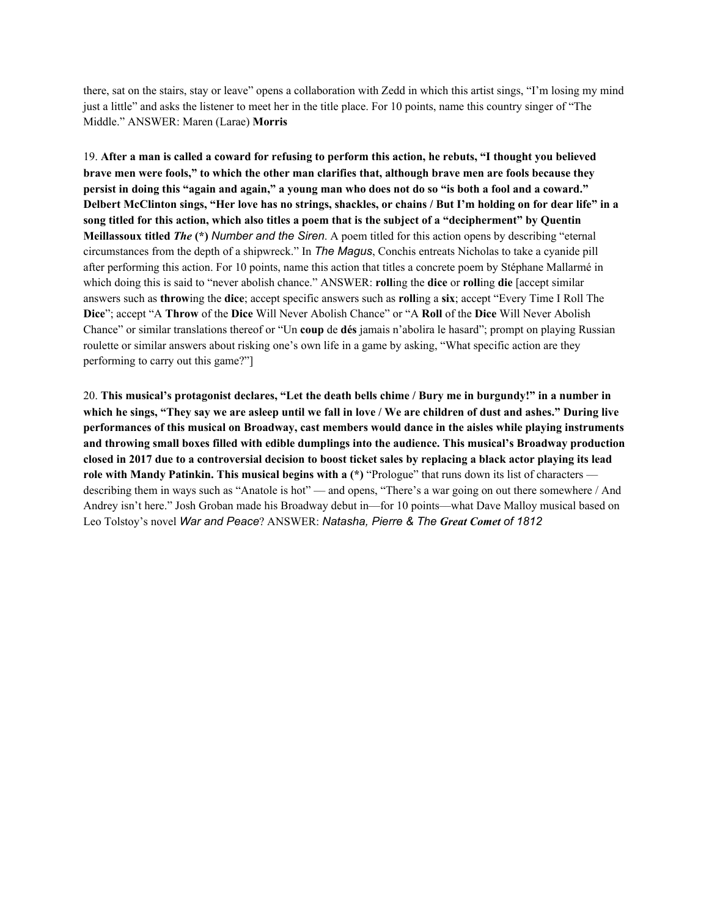there, sat on the stairs, stay or leave" opens a collaboration with Zedd in which this artist sings, "I'm losing my mind just a little" and asks the listener to meet her in the title place. For 10 points, name this country singer of "The Middle." ANSWER: Maren (Larae) **Morris**

19. **After a man is called a coward for refusing to perform this action, he rebuts, "I thought you believed brave men were fools," to which the other man clarifies that, although brave men are fools because they persist in doing this "again and again," a young man who does not do so "is both a fool and a coward." Delbert McClinton sings, "Her love has no strings, shackles, or chains / But I'm holding on for dear life" in a song titled for this action, which also titles a poem that is the subject of a "decipherment" by Quentin Meillassoux titled *The* (*)** *Number and the Siren*. A poem titled for this action opens by describing "eternal circumstances from the depth of a shipwreck." In *The Magus*, Conchis entreats Nicholas to take a cyanide pill after performing this action. For 10 points, name this action that titles a concrete poem by Stéphane Mallarmé in which doing this is said to "never abolish chance." ANSWER: **roll**ing the **dice** or **roll**ing **die** [accept similar answers such as **throw**ing the **dice**; accept specific answers such as **roll**ing a **six**; accept "Every Time I Roll The **Dice**"; accept "A **Throw** of the **Dice** Will Never Abolish Chance" or "A **Roll** of the **Dice** Will Never Abolish Chance" or similar translations thereof or "Un **coup** de **dés** jamais n'abolira le hasard"; prompt on playing Russian roulette or similar answers about risking one's own life in a game by asking, "What specific action are they performing to carry out this game?"]

20. **This musical's protagonist declares, "Let the death bells chime / Bury me in burgundy!" in a number in which he sings, "They say we are asleep until we fall in love / We are children of dust and ashes." During live performances of this musical on Broadway, cast members would dance in the aisles while playing instruments and throwing small boxes filled with edible dumplings into the audience. This musical's Broadway production closed in 2017 due to a controversial decision to boost ticket sales by replacing a black actor playing its lead role with Mandy Patinkin. This musical begins with a (*)** "Prologue" that runs down its list of characters — describing them in ways such as "Anatole is hot" — and opens, "There's a war going on out there somewhere / And Andrey isn't here." Josh Groban made his Broadway debut in—for 10 points—what Dave Malloy musical based on Leo Tolstoy's novel *War and Peace*? ANSWER: *Natasha, Pierre & The* ***Great Comet*** *of 1812*